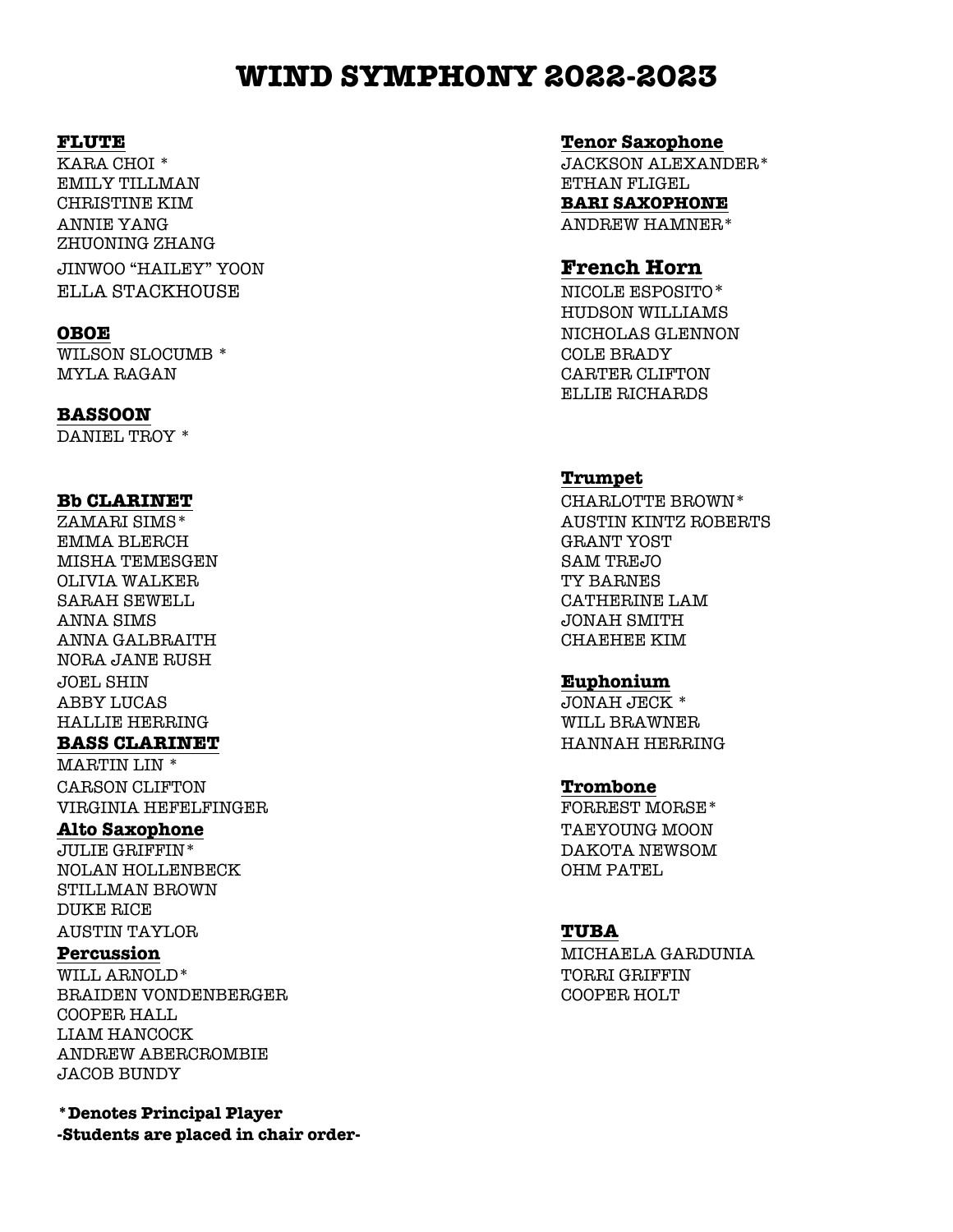# WIND SYMPHONY 2022-2023

**FLUTE**

KARA CHOI *
EMILY TILLMAN
CHRISTINE KIM
ANNIE YANG
ZHUONING ZHANG
JINWOO "HAILEY" YOON
ELLA STACKHOUSE

**OBOE**

WILSON SLOCUMB *
MYLA RAGAN

**BASSOON**

DANIEL TROY *

**Bb CLARINET**

ZAMARI SIMS*
EMMA BLERCH
MISHA TEMESGEN
OLIVIA WALKER
SARAH SEWELL
ANNA SIMS
ANNA GALBRAITH
NORA JANE RUSH
JOEL SHIN
ABBY LUCAS
HALLIE HERRING

**BASS CLARINET**

MARTIN LIN *
CARSON CLIFTON
VIRGINIA HEFELFINGER

**Alto Saxophone**

JULIE GRIFFIN*
NOLAN HOLLENBECK
STILLMAN BROWN
DUKE RICE
AUSTIN TAYLOR

**Percussion**

WILL ARNOLD*
BRAIDEN VONDENBERGER
COOPER HALL
LIAM HANCOCK
ANDREW ABERCROMBIE
JACOB BUNDY

**Tenor Saxophone**

JACKSON ALEXANDER*
ETHAN FLIGEL

**BARI SAXOPHONE**

ANDREW HAMNER*

**French Horn**

NICOLE ESPOSITO*
HUDSON WILLIAMS
NICHOLAS GLENNON
COLE BRADY
CARTER CLIFTON
ELLIE RICHARDS

**Trumpet**

CHARLOTTE BROWN*
AUSTIN KINTZ ROBERTS
GRANT YOST
SAM TREJO
TY BARNES
CATHERINE LAM
JONAH SMITH
CHAEHEE KIM

**Euphonium**

JONAH JECK *
WILL BRAWNER
HANNAH HERRING

**Trombone**

FORREST MORSE*
TAEYOUNG MOON
DAKOTA NEWSOM
OHM PATEL

**TUBA**

MICHAELA GARDUNIA
TORRI GRIFFIN
COOPER HOLT

**\*Denotes Principal Player**
**-Students are placed in chair order-**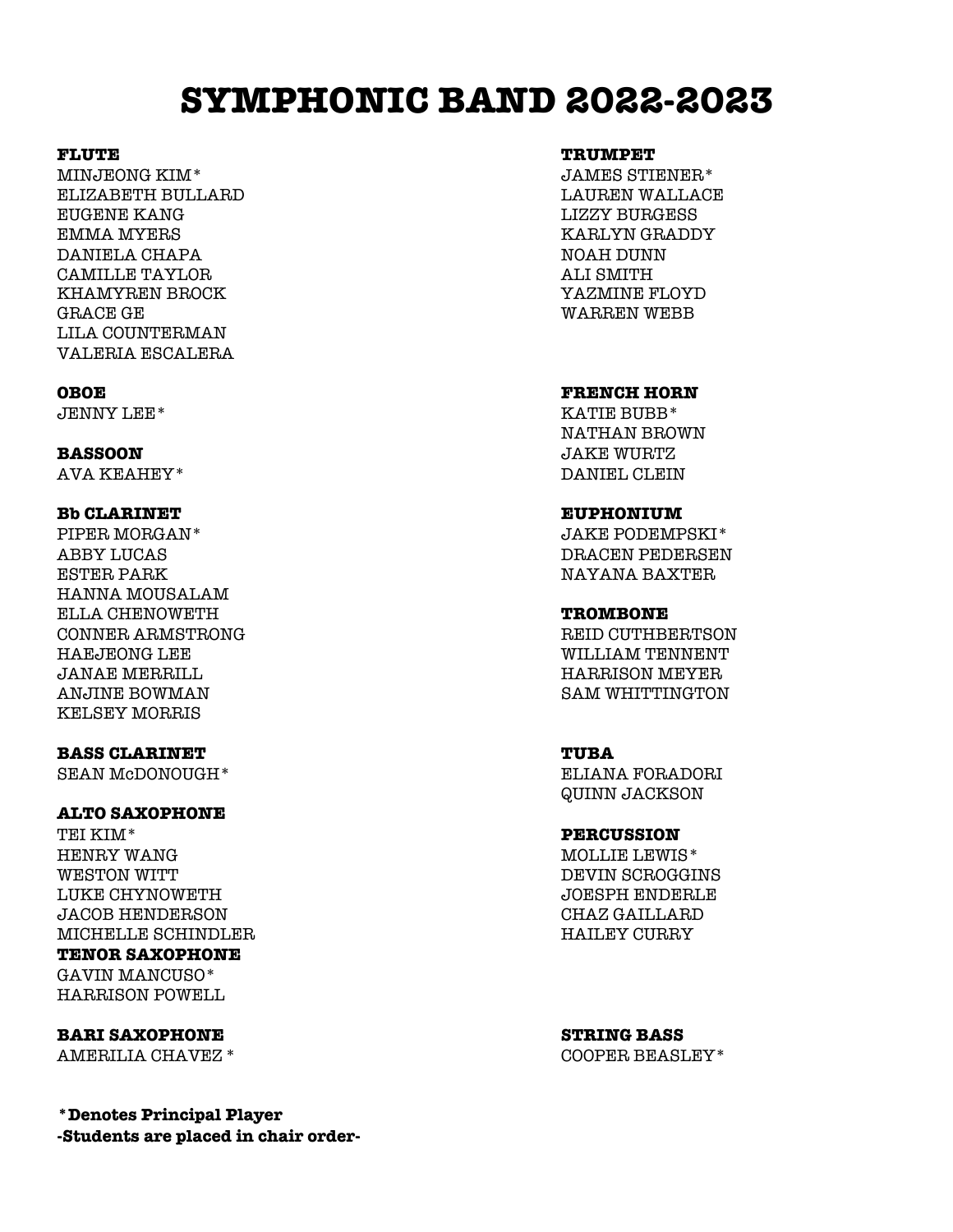# SYMPHONIC BAND 2022-2023

**FLUTE**
MINJEONG KIM*
ELIZABETH BULLARD
EUGENE KANG
EMMA MYERS
DANIELA CHAPA
CAMILLE TAYLOR
KHAMYREN BROCK
GRACE GE
LILA COUNTERMAN
VALERIA ESCALERA

**OBOE**
JENNY LEE*

**BASSOON**
AVA KEAHEY*

**Bb CLARINET**
PIPER MORGAN*
ABBY LUCAS
ESTER PARK
HANNA MOUSALAM
ELLA CHENOWETH
CONNER ARMSTRONG
HAEJEONG LEE
JANAE MERRILL
ANJINE BOWMAN
KELSEY MORRIS

**BASS CLARINET**
SEAN McDONOUGH*

**ALTO SAXOPHONE**
TEI KIM*
HENRY WANG
WESTON WITT
LUKE CHYNOWETH
JACOB HENDERSON
MICHELLE SCHINDLER

**TENOR SAXOPHONE**
GAVIN MANCUSO*
HARRISON POWELL

**BARI SAXOPHONE**
AMERILIA CHAVEZ *

**TRUMPET**
JAMES STIENER*
LAUREN WALLACE
LIZZY BURGESS
KARLYN GRADDY
NOAH DUNN
ALI SMITH
YAZMINE FLOYD
WARREN WEBB

**FRENCH HORN**
KATIE BUBB*
NATHAN BROWN
JAKE WURTZ
DANIEL CLEIN

**EUPHONIUM**
JAKE PODEMPSKI*
DRACEN PEDERSEN
NAYANA BAXTER

**TROMBONE**
REID CUTHBERTSON
WILLIAM TENNENT
HARRISON MEYER
SAM WHITTINGTON

**TUBA**
ELIANA FORADORI
QUINN JACKSON

**PERCUSSION**
MOLLIE LEWIS*
DEVIN SCROGGINS
JOESPH ENDERLE
CHAZ GAILLARD
HAILEY CURRY

**STRING BASS**
COOPER BEASLEY*

**\*Denotes Principal Player**
**-Students are placed in chair order-**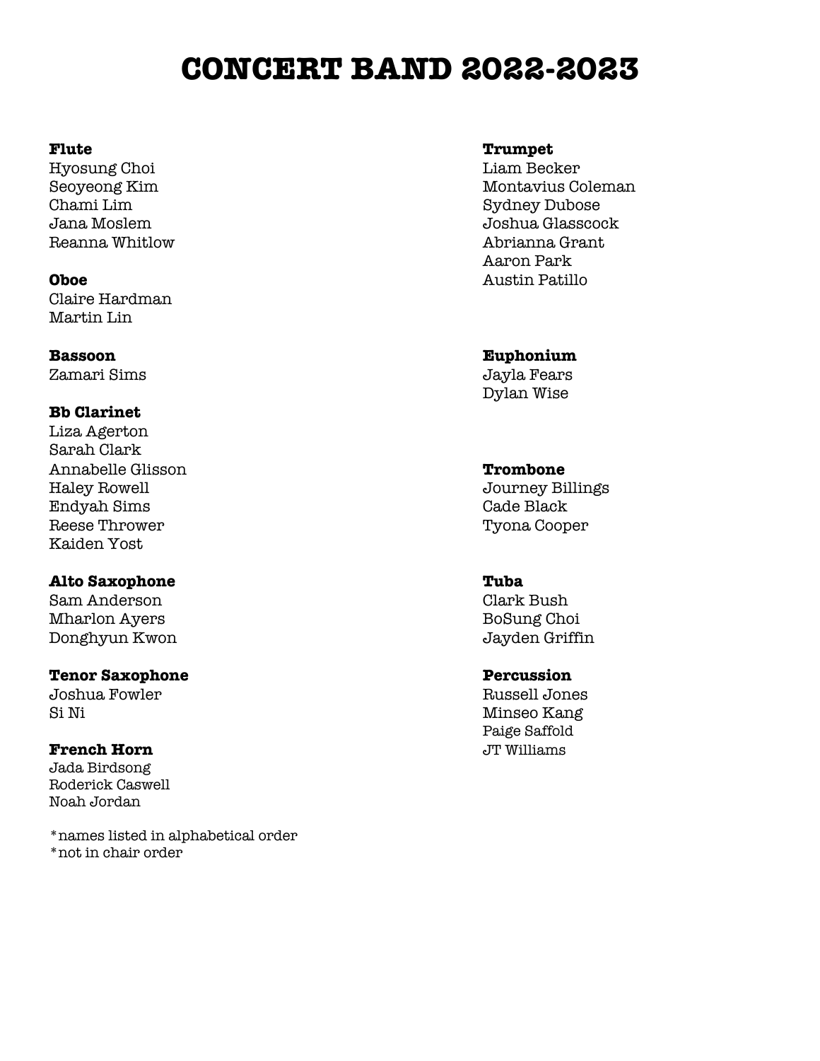# CONCERT BAND 2022-2023

**Flute**
Hyosung Choi
Seoyeong Kim
Chami Lim
Jana Moslem
Reanna Whitlow

**Oboe**
Claire Hardman
Martin Lin

**Bassoon**
Zamari Sims

**Bb Clarinet**
Liza Agerton
Sarah Clark
Annabelle Glisson
Haley Rowell
Endyah Sims
Reese Thrower
Kaiden Yost

**Alto Saxophone**
Sam Anderson
Mharlon Ayers
Donghyun Kwon

**Tenor Saxophone**
Joshua Fowler
Si Ni

**French Horn**
Jada Birdsong
Roderick Caswell
Noah Jordan

*names listed in alphabetical order
*not in chair order

**Trumpet**
Liam Becker
Montavius Coleman
Sydney Dubose
Joshua Glasscock
Abrianna Grant
Aaron Park
Austin Patillo

**Euphonium**
Jayla Fears
Dylan Wise

**Trombone**
Journey Billings
Cade Black
Tyona Cooper

**Tuba**
Clark Bush
BoSung Choi
Jayden Griffin

**Percussion**
Russell Jones
Minseo Kang
Paige Saffold
JT Williams